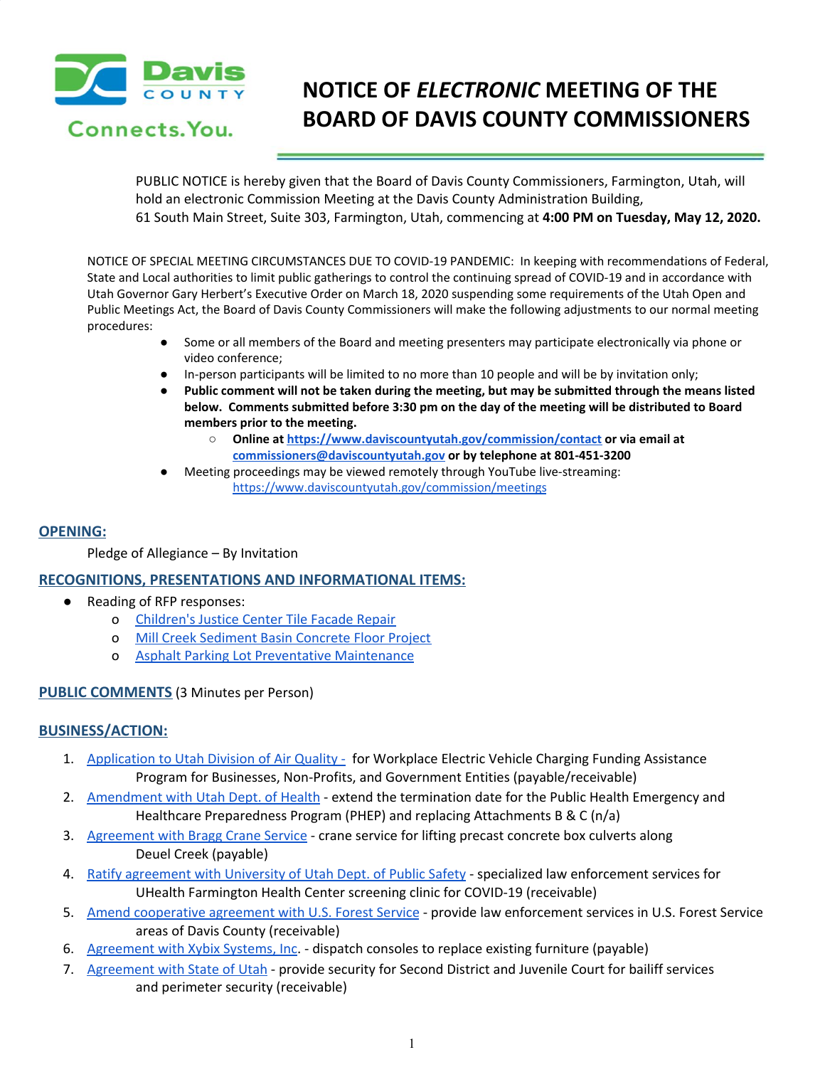Davis COUNTY

Connects.You.

# NOTICE OF *ELECTRONIC* MEETING OF THE BOARD OF DAVIS COUNTY COMMISSIONERS

PUBLIC NOTICE is hereby given that the Board of Davis County Commissioners, Farmington, Utah, will hold an electronic Commission Meeting at the Davis County Administration Building, 61 South Main Street, Suite 303, Farmington, Utah, commencing at **4:00 PM on Tuesday, May 12, 2020.**

NOTICE OF SPECIAL MEETING CIRCUMSTANCES DUE TO COVID-19 PANDEMIC: In keeping with recommendations of Federal, State and Local authorities to limit public gatherings to control the continuing spread of COVID-19 and in accordance with Utah Governor Gary Herbert's Executive Order on March 18, 2020 suspending some requirements of the Utah Open and Public Meetings Act, the Board of Davis County Commissioners will make the following adjustments to our normal meeting procedures:

- Some or all members of the Board and meeting presenters may participate electronically via phone or video conference;
- In-person participants will be limited to no more than 10 people and will be by invitation only;
- **Public comment will not be taken during the meeting, but may be submitted through the means listed below. Comments submitted before 3:30 pm on the day of the meeting will be distributed to Board members prior to the meeting.**
  - **Online at https://www.daviscountyutah.gov/commission/contact or via email at commissioners@daviscountyutah.gov or by telephone at 801-451-3200**
- Meeting proceedings may be viewed remotely through YouTube live-streaming: https://www.daviscountyutah.gov/commission/meetings

## OPENING:

Pledge of Allegiance – By Invitation

## RECOGNITIONS, PRESENTATIONS AND INFORMATIONAL ITEMS:

- Reading of RFP responses:
  - Children's Justice Center Tile Facade Repair
  - Mill Creek Sediment Basin Concrete Floor Project
  - Asphalt Parking Lot Preventative Maintenance

## PUBLIC COMMENTS (3 Minutes per Person)

## BUSINESS/ACTION:

1. Application to Utah Division of Air Quality - for Workplace Electric Vehicle Charging Funding Assistance Program for Businesses, Non-Profits, and Government Entities (payable/receivable)
2. Amendment with Utah Dept. of Health - extend the termination date for the Public Health Emergency and Healthcare Preparedness Program (PHEP) and replacing Attachments B & C (n/a)
3. Agreement with Bragg Crane Service - crane service for lifting precast concrete box culverts along Deuel Creek (payable)
4. Ratify agreement with University of Utah Dept. of Public Safety - specialized law enforcement services for UHealth Farmington Health Center screening clinic for COVID-19 (receivable)
5. Amend cooperative agreement with U.S. Forest Service - provide law enforcement services in U.S. Forest Service areas of Davis County (receivable)
6. Agreement with Xybix Systems, Inc. - dispatch consoles to replace existing furniture (payable)
7. Agreement with State of Utah - provide security for Second District and Juvenile Court for bailiff services and perimeter security (receivable)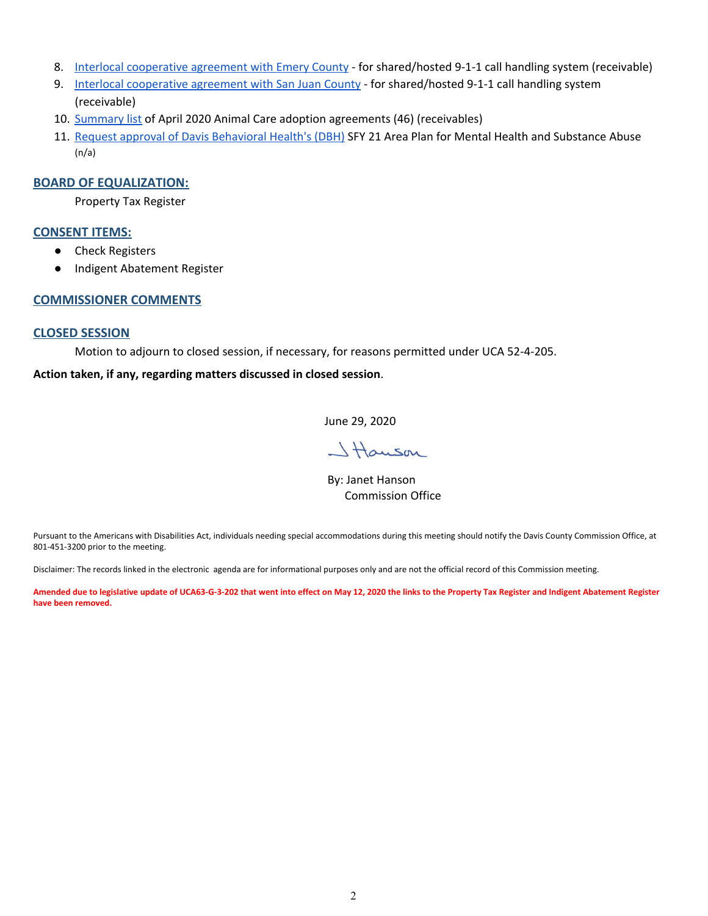8. Interlocal cooperative agreement with Emery County - for shared/hosted 9-1-1 call handling system (receivable)
9. Interlocal cooperative agreement with San Juan County - for shared/hosted 9-1-1 call handling system (receivable)
10. Summary list of April 2020 Animal Care adoption agreements (46) (receivables)
11. Request approval of Davis Behavioral Health's (DBH) SFY 21 Area Plan for Mental Health and Substance Abuse (n/a)

## BOARD OF EQUALIZATION:

Property Tax Register

## CONSENT ITEMS:

- Check Registers
- Indigent Abatement Register

## COMMISSIONER COMMENTS

## CLOSED SESSION

Motion to adjourn to closed session, if necessary, for reasons permitted under UCA 52-4-205.

**Action taken, if any, regarding matters discussed in closed session**.

June 29, 2020

J Hanson

By: Janet Hanson
Commission Office

Pursuant to the Americans with Disabilities Act, individuals needing special accommodations during this meeting should notify the Davis County Commission Office, at 801-451-3200 prior to the meeting.

Disclaimer: The records linked in the electronic agenda are for informational purposes only and are not the official record of this Commission meeting.

**Amended due to legislative update of UCA63-G-3-202 that went into effect on May 12, 2020 the links to the Property Tax Register and Indigent Abatement Register have been removed.**